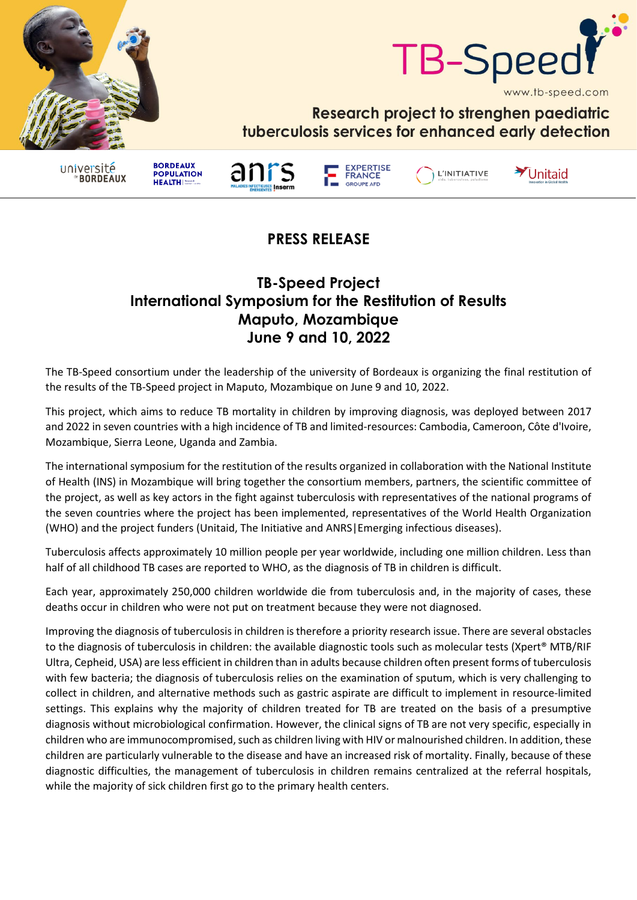TB-Speed

www.tb-speed.com

Research project to strenghen paediatric tuberculosis services for enhanced early detection

université de BORDEAUX | BORDEAUX POPULATION HEALTH | anrs MALADIES INFECTIEUSES ÉMERGENTES Inserm | EXPERTISE FRANCE GROUPE AFD | L'INITIATIVE | Unitaid

# PRESS RELEASE

## TB-Speed Project
## International Symposium for the Restitution of Results
## Maputo, Mozambique
## June 9 and 10, 2022

The TB-Speed consortium under the leadership of the university of Bordeaux is organizing the final restitution of the results of the TB-Speed project in Maputo, Mozambique on June 9 and 10, 2022.

This project, which aims to reduce TB mortality in children by improving diagnosis, was deployed between 2017 and 2022 in seven countries with a high incidence of TB and limited-resources: Cambodia, Cameroon, Côte d'Ivoire, Mozambique, Sierra Leone, Uganda and Zambia.

The international symposium for the restitution of the results organized in collaboration with the National Institute of Health (INS) in Mozambique will bring together the consortium members, partners, the scientific committee of the project, as well as key actors in the fight against tuberculosis with representatives of the national programs of the seven countries where the project has been implemented, representatives of the World Health Organization (WHO) and the project funders (Unitaid, The Initiative and ANRS|Emerging infectious diseases).

Tuberculosis affects approximately 10 million people per year worldwide, including one million children. Less than half of all childhood TB cases are reported to WHO, as the diagnosis of TB in children is difficult.

Each year, approximately 250,000 children worldwide die from tuberculosis and, in the majority of cases, these deaths occur in children who were not put on treatment because they were not diagnosed.

Improving the diagnosis of tuberculosis in children is therefore a priority research issue. There are several obstacles to the diagnosis of tuberculosis in children: the available diagnostic tools such as molecular tests (Xpert® MTB/RIF Ultra, Cepheid, USA) are less efficient in children than in adults because children often present forms of tuberculosis with few bacteria; the diagnosis of tuberculosis relies on the examination of sputum, which is very challenging to collect in children, and alternative methods such as gastric aspirate are difficult to implement in resource-limited settings. This explains why the majority of children treated for TB are treated on the basis of a presumptive diagnosis without microbiological confirmation. However, the clinical signs of TB are not very specific, especially in children who are immunocompromised, such as children living with HIV or malnourished children. In addition, these children are particularly vulnerable to the disease and have an increased risk of mortality. Finally, because of these diagnostic difficulties, the management of tuberculosis in children remains centralized at the referral hospitals, while the majority of sick children first go to the primary health centers.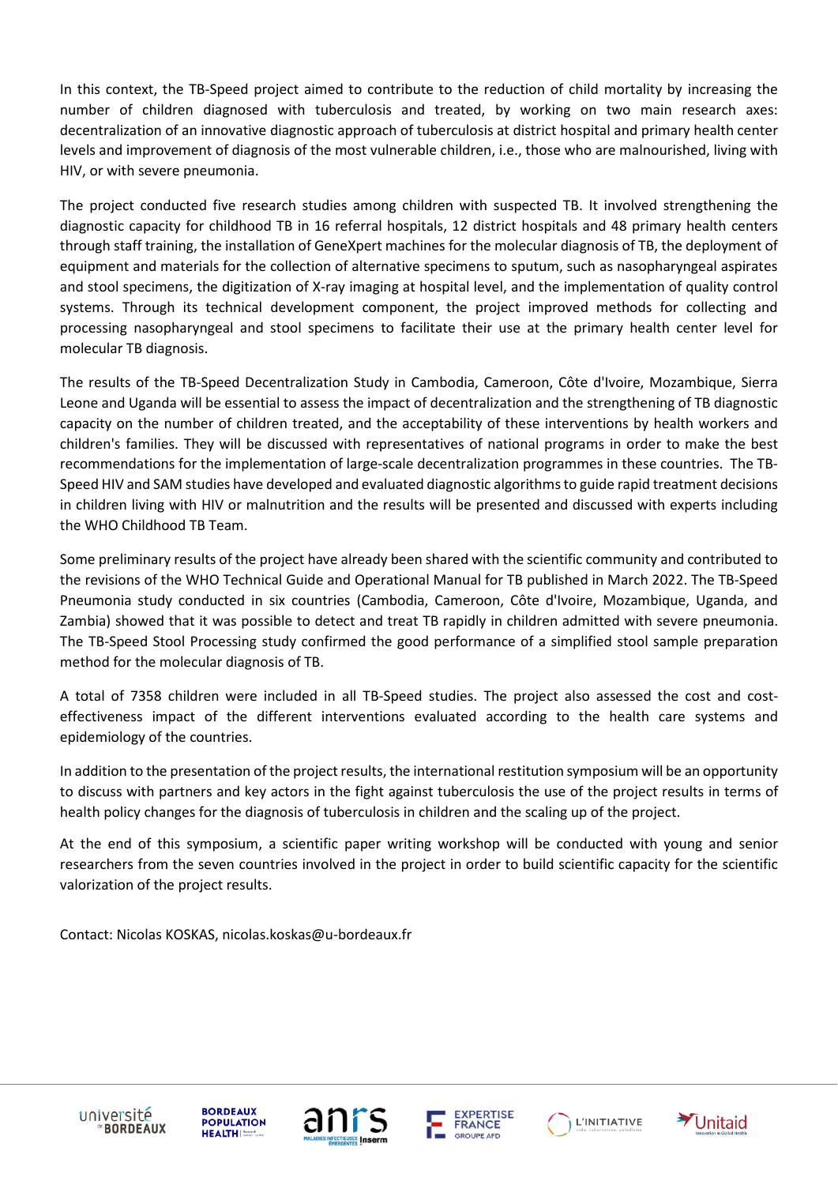In this context, the TB-Speed project aimed to contribute to the reduction of child mortality by increasing the number of children diagnosed with tuberculosis and treated, by working on two main research axes: decentralization of an innovative diagnostic approach of tuberculosis at district hospital and primary health center levels and improvement of diagnosis of the most vulnerable children, i.e., those who are malnourished, living with HIV, or with severe pneumonia.

The project conducted five research studies among children with suspected TB. It involved strengthening the diagnostic capacity for childhood TB in 16 referral hospitals, 12 district hospitals and 48 primary health centers through staff training, the installation of GeneXpert machines for the molecular diagnosis of TB, the deployment of equipment and materials for the collection of alternative specimens to sputum, such as nasopharyngeal aspirates and stool specimens, the digitization of X-ray imaging at hospital level, and the implementation of quality control systems. Through its technical development component, the project improved methods for collecting and processing nasopharyngeal and stool specimens to facilitate their use at the primary health center level for molecular TB diagnosis.

The results of the TB-Speed Decentralization Study in Cambodia, Cameroon, Côte d'Ivoire, Mozambique, Sierra Leone and Uganda will be essential to assess the impact of decentralization and the strengthening of TB diagnostic capacity on the number of children treated, and the acceptability of these interventions by health workers and children's families. They will be discussed with representatives of national programs in order to make the best recommendations for the implementation of large-scale decentralization programmes in these countries. The TB-Speed HIV and SAM studies have developed and evaluated diagnostic algorithms to guide rapid treatment decisions in children living with HIV or malnutrition and the results will be presented and discussed with experts including the WHO Childhood TB Team.

Some preliminary results of the project have already been shared with the scientific community and contributed to the revisions of the WHO Technical Guide and Operational Manual for TB published in March 2022. The TB-Speed Pneumonia study conducted in six countries (Cambodia, Cameroon, Côte d'Ivoire, Mozambique, Uganda, and Zambia) showed that it was possible to detect and treat TB rapidly in children admitted with severe pneumonia. The TB-Speed Stool Processing study confirmed the good performance of a simplified stool sample preparation method for the molecular diagnosis of TB.

A total of 7358 children were included in all TB-Speed studies. The project also assessed the cost and cost-effectiveness impact of the different interventions evaluated according to the health care systems and epidemiology of the countries.

In addition to the presentation of the project results, the international restitution symposium will be an opportunity to discuss with partners and key actors in the fight against tuberculosis the use of the project results in terms of health policy changes for the diagnosis of tuberculosis in children and the scaling up of the project.

At the end of this symposium, a scientific paper writing workshop will be conducted with young and senior researchers from the seven countries involved in the project in order to build scientific capacity for the scientific valorization of the project results.

Contact: Nicolas KOSKAS, nicolas.koskas@u-bordeaux.fr

université de BORDEAUX | BORDEAUX POPULATION HEALTH | anrs MALADIES INFECTIEUSES ÉMERGENTES Inserm | EXPERTISE FRANCE GROUPE AFD | L'INITIATIVE | Unitaid